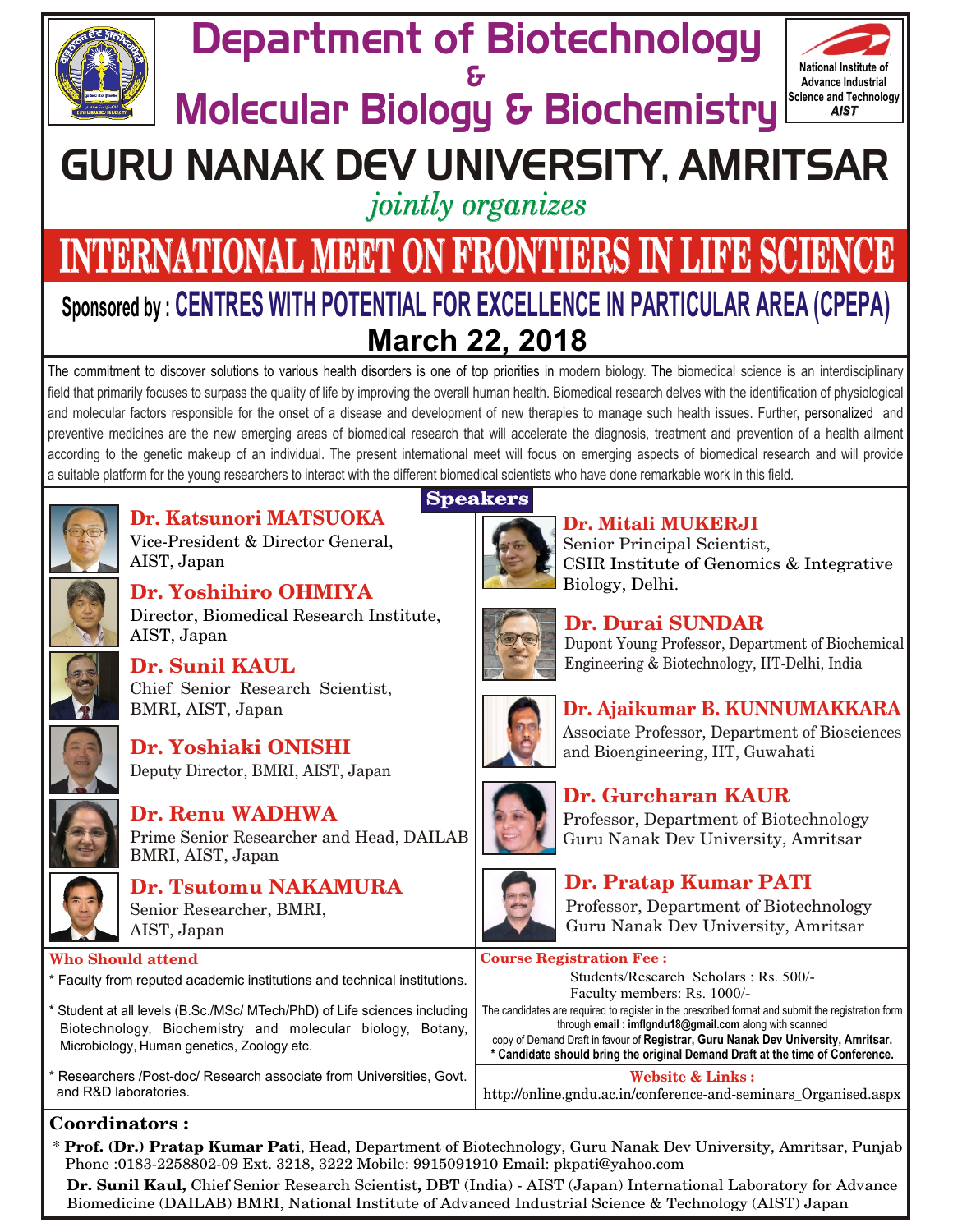# Department of Biotechnology & Molecular Biology & Biochemistry

National Institute of Advance Industrial Science and Technology *AIST*

# GURU NANAK DEV UNIVERSITY, AMRITSAR

*jointly organizes*

# INTERNATIONAL MEET ON FRONTIERS IN LIFE SCIENCE

## Sponsored by : CENTRES WITH POTENTIAL FOR EXCELLENCE IN PARTICULAR AREA (CPEPA)

## March 22, 2018

The commitment to discover solutions to various health disorders is one of top priorities in modern biology. The biomedical science is an interdisciplinary field that primarily focuses to surpass the quality of life by improving the overall human health. Biomedical research delves with the identification of physiological and molecular factors responsible for the onset of a disease and development of new therapies to manage such health issues. Further, personalized and preventive medicines are the new emerging areas of biomedical research that will accelerate the diagnosis, treatment and prevention of a health ailment according to the genetic makeup of an individual. The present international meet will focus on emerging aspects of biomedical research and will provide a suitable platform for the young researchers to interact with the different biomedical scientists who have done remarkable work in this field.

## Speakers

**Dr. Katsunori MATSUOKA**
Vice-President & Director General, AIST, Japan

**Dr. Yoshihiro OHMIYA**
Director, Biomedical Research Institute, AIST, Japan

**Dr. Sunil KAUL**
Chief Senior Research Scientist, BMRI, AIST, Japan

**Dr. Yoshiaki ONISHI**
Deputy Director, BMRI, AIST, Japan

**Dr. Renu WADHWA**
Prime Senior Researcher and Head, DAILAB BMRI, AIST, Japan

**Dr. Tsutomu NAKAMURA**
Senior Researcher, BMRI, AIST, Japan

**Dr. Mitali MUKERJI**
Senior Principal Scientist, CSIR Institute of Genomics & Integrative Biology, Delhi.

**Dr. Durai SUNDAR**
Dupont Young Professor, Department of Biochemical Engineering & Biotechnology, IIT-Delhi, India

**Dr. Ajaikumar B. KUNNUMAKKARA**
Associate Professor, Department of Biosciences and Bioengineering, IIT, Guwahati

**Dr. Gurcharan KAUR**
Professor, Department of Biotechnology Guru Nanak Dev University, Amritsar

**Dr. Pratap Kumar PATI**
Professor, Department of Biotechnology Guru Nanak Dev University, Amritsar

### Who Should attend

* Faculty from reputed academic institutions and technical institutions.
* Student at all levels (B.Sc./MSc/ MTech/PhD) of Life sciences including Biotechnology, Biochemistry and molecular biology, Botany, Microbiology, Human genetics, Zoology etc.
* Researchers /Post-doc/ Research associate from Universities, Govt. and R&D laboratories.

### Course Registration Fee :

Students/Research Scholars : Rs. 500/-
Faculty members: Rs. 1000/-

The candidates are required to register in the prescribed format and submit the registration form through **email : imflgndu18@gmail.com** along with scanned copy of Demand Draft in favour of **Registrar, Guru Nanak Dev University, Amritsar.**
**\* Candidate should bring the original Demand Draft at the time of Conference.**

### Website & Links :

http://online.gndu.ac.in/conference-and-seminars_Organised.aspx

### Coordinators :

* **Prof. (Dr.) Pratap Kumar Pati**, Head, Department of Biotechnology, Guru Nanak Dev University, Amritsar, Punjab Phone :0183-2258802-09 Ext. 3218, 3222 Mobile: 9915091910 Email: pkpati@yahoo.com

**Dr. Sunil Kaul,** Chief Senior Research Scientist**,** DBT (India) - AIST (Japan) International Laboratory for Advance Biomedicine (DAILAB) BMRI, National Institute of Advanced Industrial Science & Technology (AIST) Japan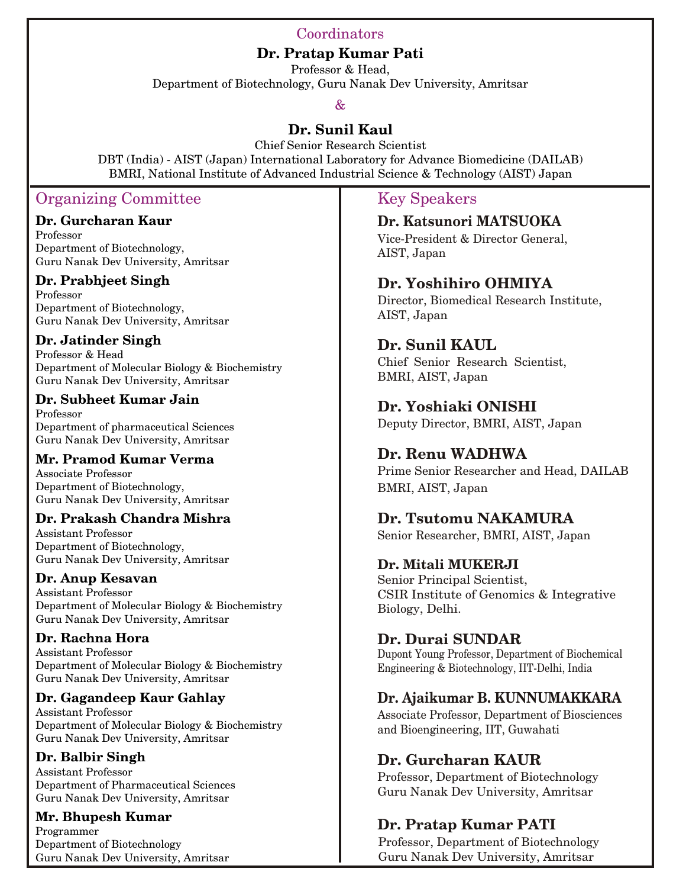## Coordinators

**Dr. Pratap Kumar Pati**
Professor & Head,
Department of Biotechnology, Guru Nanak Dev University, Amritsar

&

**Dr. Sunil Kaul**
Chief Senior Research Scientist
DBT (India) - AIST (Japan) International Laboratory for Advance Biomedicine (DAILAB)
BMRI, National Institute of Advanced Industrial Science & Technology (AIST) Japan

## Organizing Committee

**Dr. Gurcharan Kaur**
Professor
Department of Biotechnology,
Guru Nanak Dev University, Amritsar

**Dr. Prabhjeet Singh**
Professor
Department of Biotechnology,
Guru Nanak Dev University, Amritsar

**Dr. Jatinder Singh**
Professor & Head
Department of Molecular Biology & Biochemistry
Guru Nanak Dev University, Amritsar

**Dr. Subheet Kumar Jain**
Professor
Department of pharmaceutical Sciences
Guru Nanak Dev University, Amritsar

**Mr. Pramod Kumar Verma**
Associate Professor
Department of Biotechnology,
Guru Nanak Dev University, Amritsar

**Dr. Prakash Chandra Mishra**
Assistant Professor
Department of Biotechnology,
Guru Nanak Dev University, Amritsar

**Dr. Anup Kesavan**
Assistant Professor
Department of Molecular Biology & Biochemistry
Guru Nanak Dev University, Amritsar

**Dr. Rachna Hora**
Assistant Professor
Department of Molecular Biology & Biochemistry
Guru Nanak Dev University, Amritsar

**Dr. Gagandeep Kaur Gahlay**
Assistant Professor
Department of Molecular Biology & Biochemistry
Guru Nanak Dev University, Amritsar

**Dr. Balbir Singh**
Assistant Professor
Department of Pharmaceutical Sciences
Guru Nanak Dev University, Amritsar

**Mr. Bhupesh Kumar**
Programmer
Department of Biotechnology
Guru Nanak Dev University, Amritsar

## Key Speakers

**Dr. Katsunori MATSUOKA**
Vice-President & Director General,
AIST, Japan

**Dr. Yoshihiro OHMIYA**
Director, Biomedical Research Institute,
AIST, Japan

**Dr. Sunil KAUL**
Chief Senior Research Scientist,
BMRI, AIST, Japan

**Dr. Yoshiaki ONISHI**
Deputy Director, BMRI, AIST, Japan

**Dr. Renu WADHWA**
Prime Senior Researcher and Head, DAILAB
BMRI, AIST, Japan

**Dr. Tsutomu NAKAMURA**
Senior Researcher, BMRI, AIST, Japan

**Dr. Mitali MUKERJI**
Senior Principal Scientist,
CSIR Institute of Genomics & Integrative Biology, Delhi.

**Dr. Durai SUNDAR**
Dupont Young Professor, Department of Biochemical Engineering & Biotechnology, IIT-Delhi, India

**Dr. Ajaikumar B. KUNNUMAKKARA**
Associate Professor, Department of Biosciences and Bioengineering, IIT, Guwahati

**Dr. Gurcharan KAUR**
Professor, Department of Biotechnology
Guru Nanak Dev University, Amritsar

**Dr. Pratap Kumar PATI**
Professor, Department of Biotechnology
Guru Nanak Dev University, Amritsar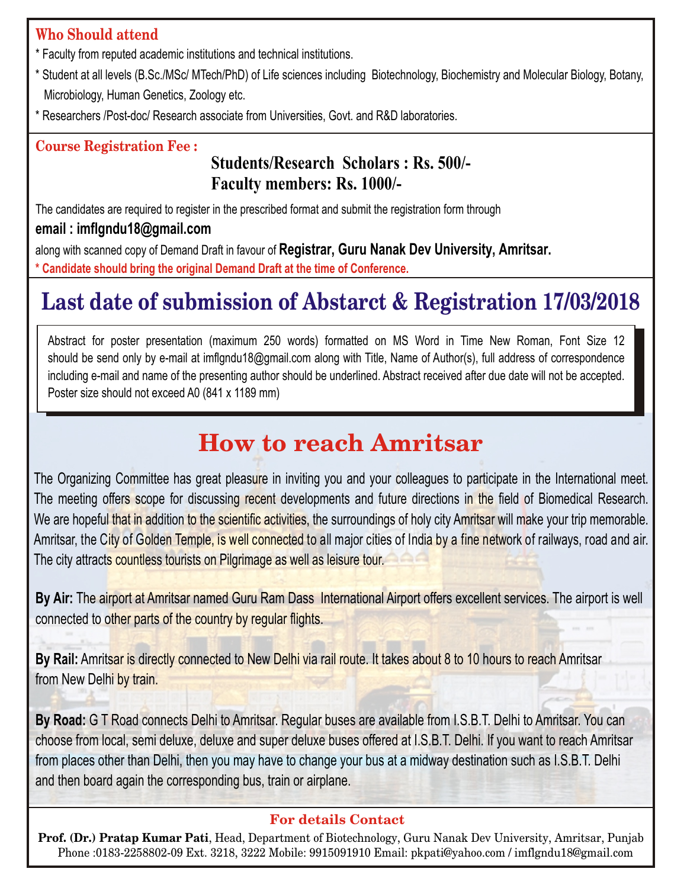## Who Should attend

* Faculty from reputed academic institutions and technical institutions.
* Student at all levels (B.Sc./MSc/ MTech/PhD) of Life sciences including Biotechnology, Biochemistry and Molecular Biology, Botany, Microbiology, Human Genetics, Zoology etc.
* Researchers /Post-doc/ Research associate from Universities, Govt. and R&D laboratories.

## Course Registration Fee :

**Students/Research Scholars : Rs. 500/-**
**Faculty members: Rs. 1000/-**

The candidates are required to register in the prescribed format and submit the registration form through

**email : imflgndu18@gmail.com**

along with scanned copy of Demand Draft in favour of **Registrar, Guru Nanak Dev University, Amritsar.**

**\* Candidate should bring the original Demand Draft at the time of Conference.**

# Last date of submission of Abstarct & Registration 17/03/2018

Abstract for poster presentation (maximum 250 words) formatted on MS Word in Time New Roman, Font Size 12 should be send only by e-mail at imflgndu18@gmail.com along with Title, Name of Author(s), full address of correspondence including e-mail and name of the presenting author should be underlined. Abstract received after due date will not be accepted. Poster size should not exceed A0 (841 x 1189 mm)

# How to reach Amritsar

The Organizing Committee has great pleasure in inviting you and your colleagues to participate in the International meet. The meeting offers scope for discussing recent developments and future directions in the field of Biomedical Research. We are hopeful that in addition to the scientific activities, the surroundings of holy city Amritsar will make your trip memorable. Amritsar, the City of Golden Temple, is well connected to all major cities of India by a fine network of railways, road and air. The city attracts countless tourists on Pilgrimage as well as leisure tour.

**By Air:** The airport at Amritsar named Guru Ram Dass International Airport offers excellent services. The airport is well connected to other parts of the country by regular flights.

**By Rail:** Amritsar is directly connected to New Delhi via rail route. It takes about 8 to 10 hours to reach Amritsar from New Delhi by train.

**By Road:** G T Road connects Delhi to Amritsar. Regular buses are available from I.S.B.T. Delhi to Amritsar. You can choose from local, semi deluxe, deluxe and super deluxe buses offered at I.S.B.T. Delhi. If you want to reach Amritsar from places other than Delhi, then you may have to change your bus at a midway destination such as I.S.B.T. Delhi and then board again the corresponding bus, train or airplane.

## For details Contact

**Prof. (Dr.) Pratap Kumar Pati**, Head, Department of Biotechnology, Guru Nanak Dev University, Amritsar, Punjab
Phone :0183-2258802-09 Ext. 3218, 3222 Mobile: 9915091910 Email: pkpati@yahoo.com / imflgndu18@gmail.com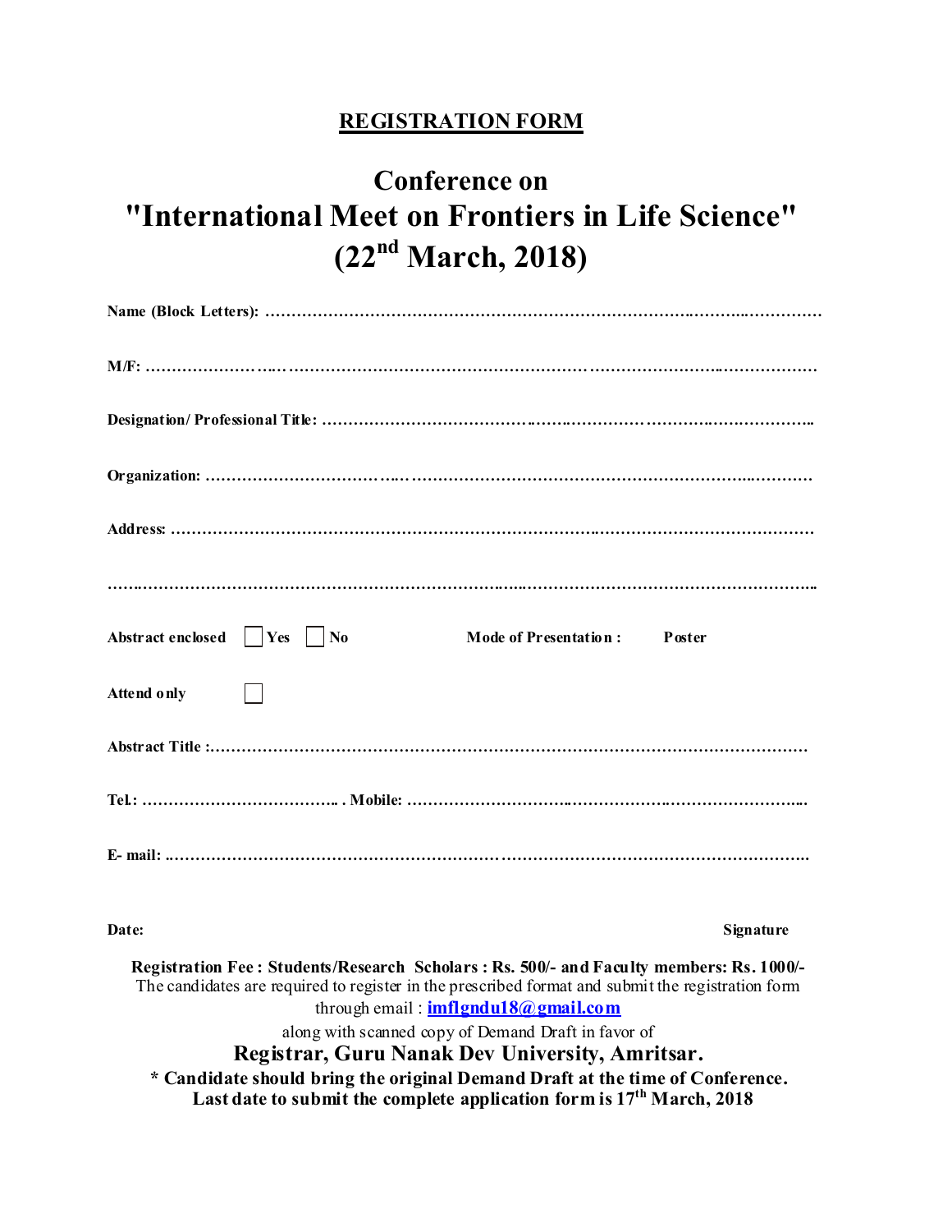## REGISTRATION FORM

# Conference on "International Meet on Frontiers in Life Science" (22nd March, 2018)

**Name (Block Letters):** ……………………………………………………………………………………………

**M/F:** ……………………………………………………………………………………………………………

**Designation/ Professional Title:** ………………………………………………………………………………

**Organization:** …………………………………………………………………………………………………

**Address:** ……………………………………………………………………………………………………

……………………………………………………………………………………………………………………

**Abstract enclosed** ☐ **Yes** ☐ **No** **Mode of Presentation :** **Poster**

**Attend only** ☐

**Abstract Title :**……………………………………………………………………………………………

**Tel.:** ………………………………… . **Mobile:** ……………………………………………………………

**E- mail:** ………………………………………………………………………………………………………

**Date:** **Signature**

**Registration Fee : Students/Research Scholars : Rs. 500/- and Faculty members: Rs. 1000/-**

The candidates are required to register in the prescribed format and submit the registration form through email : **imflgndu18@gmail.com**

along with scanned copy of Demand Draft in favor of

**Registrar, Guru Nanak Dev University, Amritsar.**

**\* Candidate should bring the original Demand Draft at the time of Conference.**

**Last date to submit the complete application form is 17th March, 2018**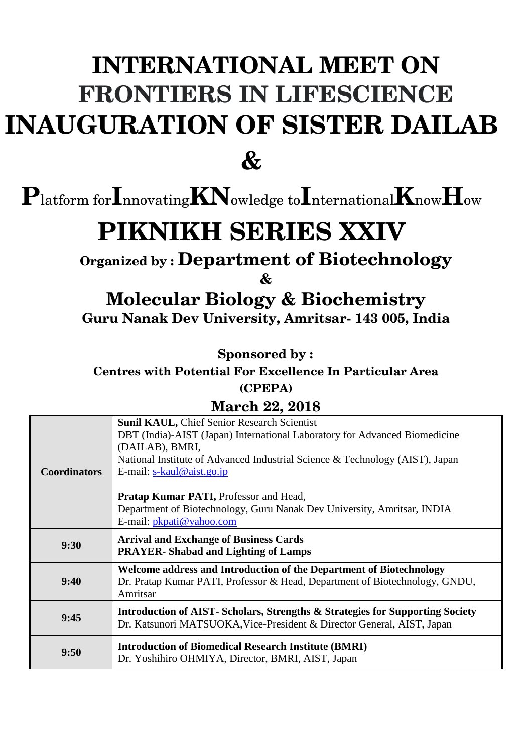# INTERNATIONAL MEET ON FRONTIERS IN LIFESCIENCE INAUGURATION OF SISTER DAILAB

# &

## **P**latform for**I**nnovating**KN**owledge to**I**nternational**K**now**H**ow

# PIKNIKH SERIES XXIV

**Organized by : Department of Biotechnology**

**&**

## Molecular Biology & Biochemistry

**Guru Nanak Dev University, Amritsar- 143 005, India**

**Sponsored by :**

**Centres with Potential For Excellence In Particular Area**

**(CPEPA)**

### March 22, 2018

| | |
|---|---|
| **Coordinators** | **Sunil KAUL,** Chief Senior Research Scientist<br>DBT (India)-AIST (Japan) International Laboratory for Advanced Biomedicine (DAILAB), BMRI,<br>National Institute of Advanced Industrial Science & Technology (AIST), Japan<br>E-mail: s-kaul@aist.go.jp<br><br>**Pratap Kumar PATI,** Professor and Head,<br>Department of Biotechnology, Guru Nanak Dev University, Amritsar, INDIA<br>E-mail: pkpati@yahoo.com |
| **9:30** | **Arrival and Exchange of Business Cards**<br>**PRAYER- Shabad and Lighting of Lamps** |
| **9:40** | **Welcome address and Introduction of the Department of Biotechnology**<br>Dr. Pratap Kumar PATI, Professor & Head, Department of Biotechnology, GNDU, Amritsar |
| **9:45** | **Introduction of AIST- Scholars, Strengths & Strategies for Supporting Society**<br>Dr. Katsunori MATSUOKA,Vice-President & Director General, AIST, Japan |
| **9:50** | **Introduction of Biomedical Research Institute (BMRI)**<br>Dr. Yoshihiro OHMIYA, Director, BMRI, AIST, Japan |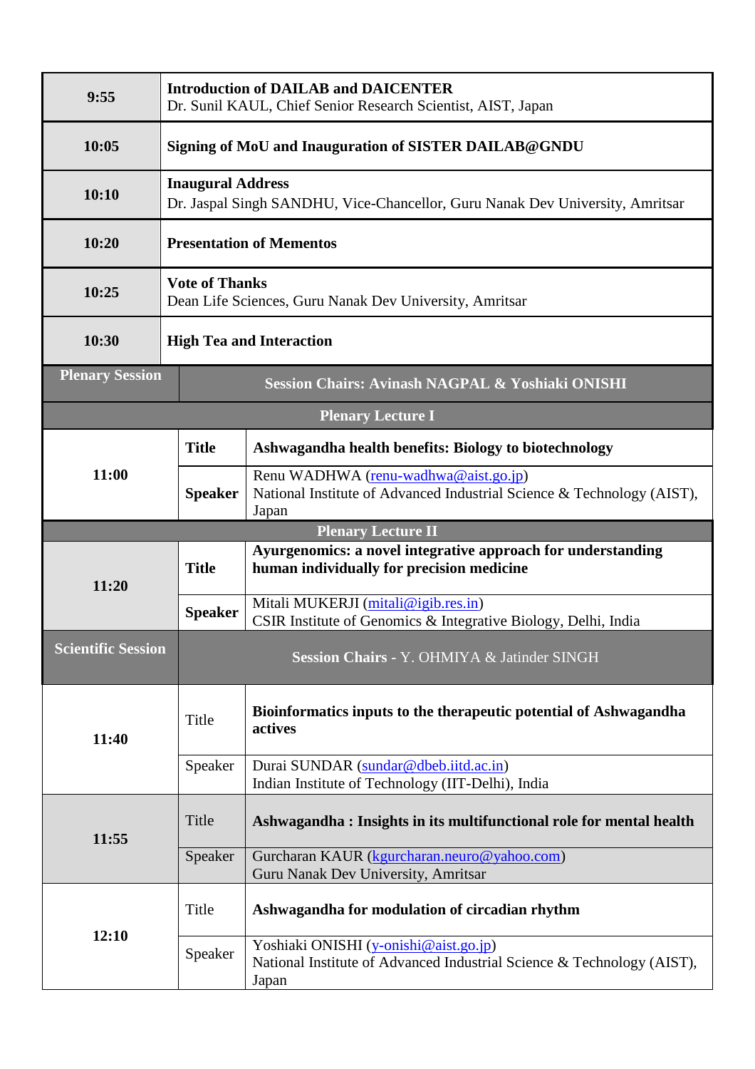| | | |
|---|---|---|
| **9:55** | **Introduction of DAILAB and DAICENTER**<br>Dr. Sunil KAUL, Chief Senior Research Scientist, AIST, Japan | |
| **10:05** | **Signing of MoU and Inauguration of SISTER DAILAB@GNDU** | |
| **10:10** | **Inaugural Address**<br>Dr. Jaspal Singh SANDHU, Vice-Chancellor, Guru Nanak Dev University, Amritsar | |
| **10:20** | **Presentation of Mementos** | |
| **10:25** | **Vote of Thanks**<br>Dean Life Sciences, Guru Nanak Dev University, Amritsar | |
| **10:30** | **High Tea and Interaction** | |
| **Plenary Session** | **Session Chairs: Avinash NAGPAL & Yoshiaki ONISHI** | |
| **Plenary Lecture I** | | |
| **11:00** | **Title** | **Ashwagandha health benefits: Biology to biotechnology** |
| | **Speaker** | Renu WADHWA (renu-wadhwa@aist.go.jp)<br>National Institute of Advanced Industrial Science & Technology (AIST), Japan |
| **Plenary Lecture II** | | |
| **11:20** | **Title** | **Ayurgenomics: a novel integrative approach for understanding human individually for precision medicine** |
| | **Speaker** | Mitali MUKERJI (mitali@igib.res.in)<br>CSIR Institute of Genomics & Integrative Biology, Delhi, India |
| **Scientific Session** | **Session Chairs** - Y. OHMIYA & Jatinder SINGH | |
| **11:40** | Title | **Bioinformatics inputs to the therapeutic potential of Ashwagandha actives** |
| | Speaker | Durai SUNDAR (sundar@dbeb.iitd.ac.in)<br>Indian Institute of Technology (IIT-Delhi), India |
| **11:55** | Title | **Ashwagandha : Insights in its multifunctional role for mental health** |
| | Speaker | Gurcharan KAUR (kgurcharan.neuro@yahoo.com)<br>Guru Nanak Dev University, Amritsar |
| **12:10** | Title | **Ashwagandha for modulation of circadian rhythm** |
| | Speaker | Yoshiaki ONISHI (y-onishi@aist.go.jp)<br>National Institute of Advanced Industrial Science & Technology (AIST), Japan |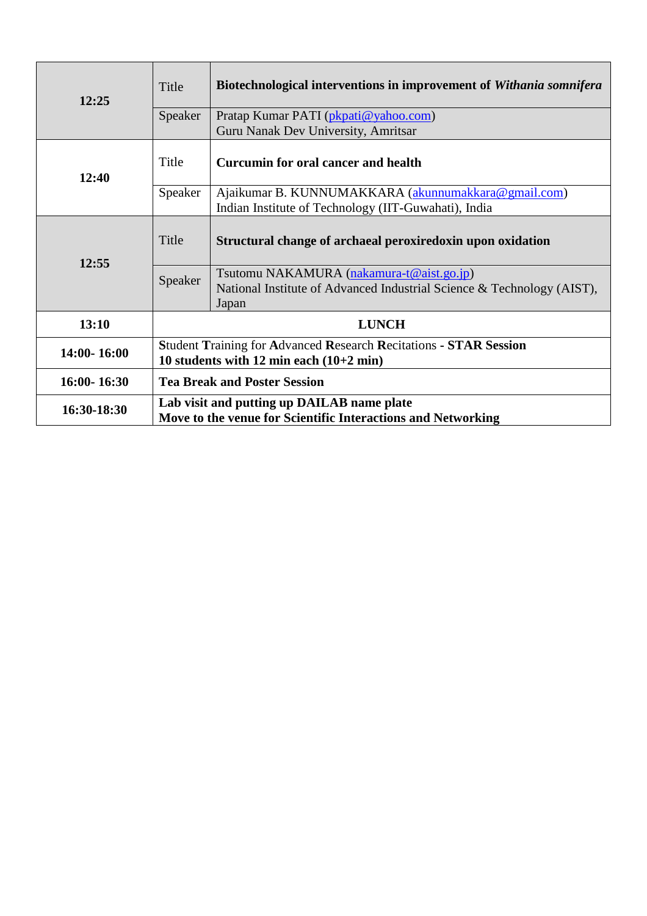| | | |
|---|---|---|
| **12:25** | Title | **Biotechnological interventions in improvement of *Withania somnifera*** |
| | Speaker | Pratap Kumar PATI (pkpati@yahoo.com)<br>Guru Nanak Dev University, Amritsar |
| **12:40** | Title | **Curcumin for oral cancer and health** |
| | Speaker | Ajaikumar B. KUNNUMAKKARA (akunnumakkara@gmail.com)<br>Indian Institute of Technology (IIT-Guwahati), India |
| **12:55** | Title | **Structural change of archaeal peroxiredoxin upon oxidation** |
| | Speaker | Tsutomu NAKAMURA (nakamura-t@aist.go.jp)<br>National Institute of Advanced Industrial Science & Technology (AIST), Japan |
| **13:10** | **LUNCH** | |
| **14:00- 16:00** | **S**tudent **T**raining for **A**dvanced **R**esearch **R**ecitations - **STAR Session**<br>**10 students with 12 min each (10+2 min)** | |
| **16:00- 16:30** | **Tea Break and Poster Session** | |
| **16:30-18:30** | **Lab visit and putting up DAILAB name plate**<br>**Move to the venue for Scientific Interactions and Networking** | |